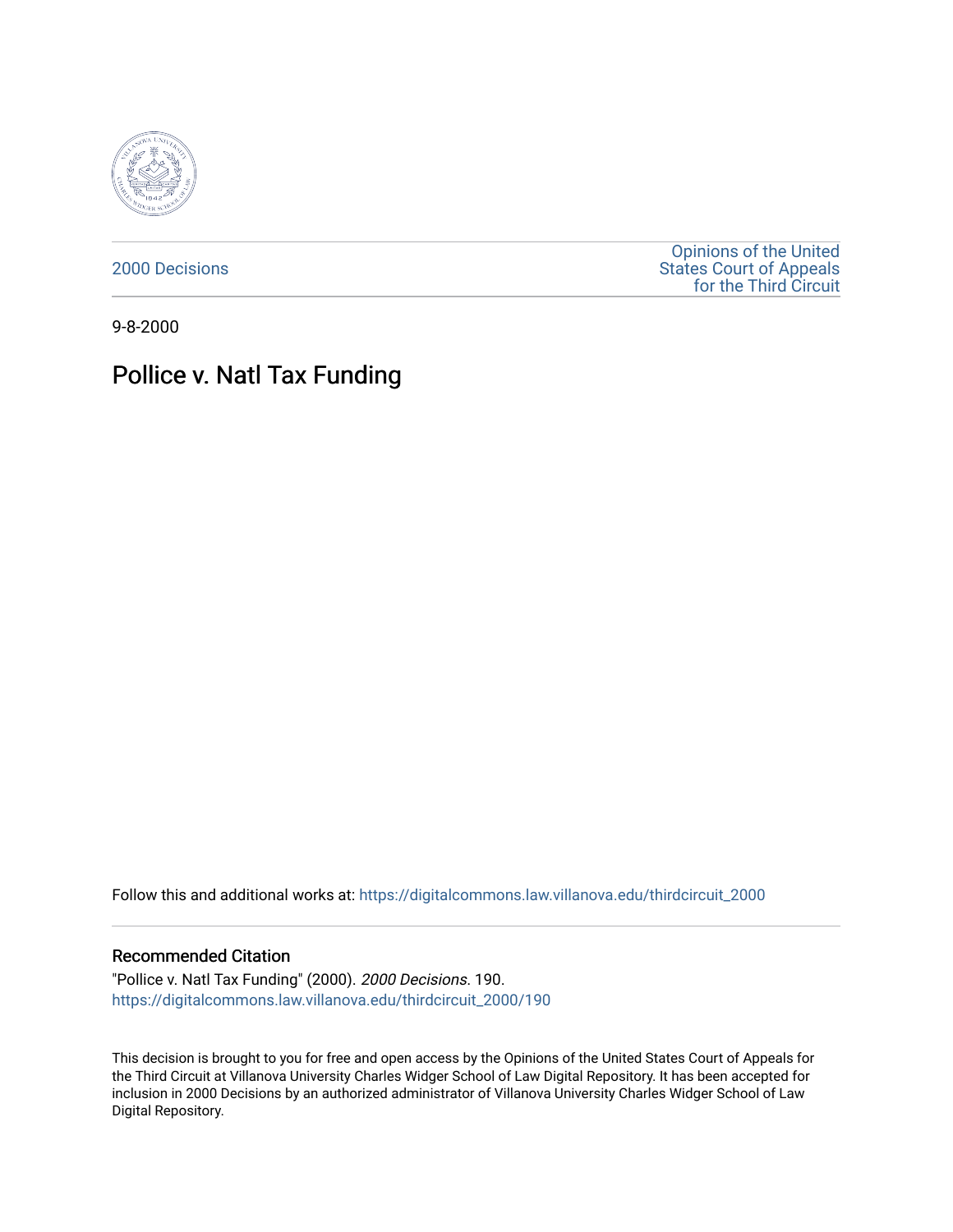2000 Decisions

Opinions of the United States Court of Appeals for the Third Circuit

9-8-2000

# Pollice v. Natl Tax Funding

Follow this and additional works at: https://digitalcommons.law.villanova.edu/thirdcircuit_2000

## Recommended Citation

"Pollice v. Natl Tax Funding" (2000). *2000 Decisions*. 190.
https://digitalcommons.law.villanova.edu/thirdcircuit_2000/190

This decision is brought to you for free and open access by the Opinions of the United States Court of Appeals for the Third Circuit at Villanova University Charles Widger School of Law Digital Repository. It has been accepted for inclusion in 2000 Decisions by an authorized administrator of Villanova University Charles Widger School of Law Digital Repository.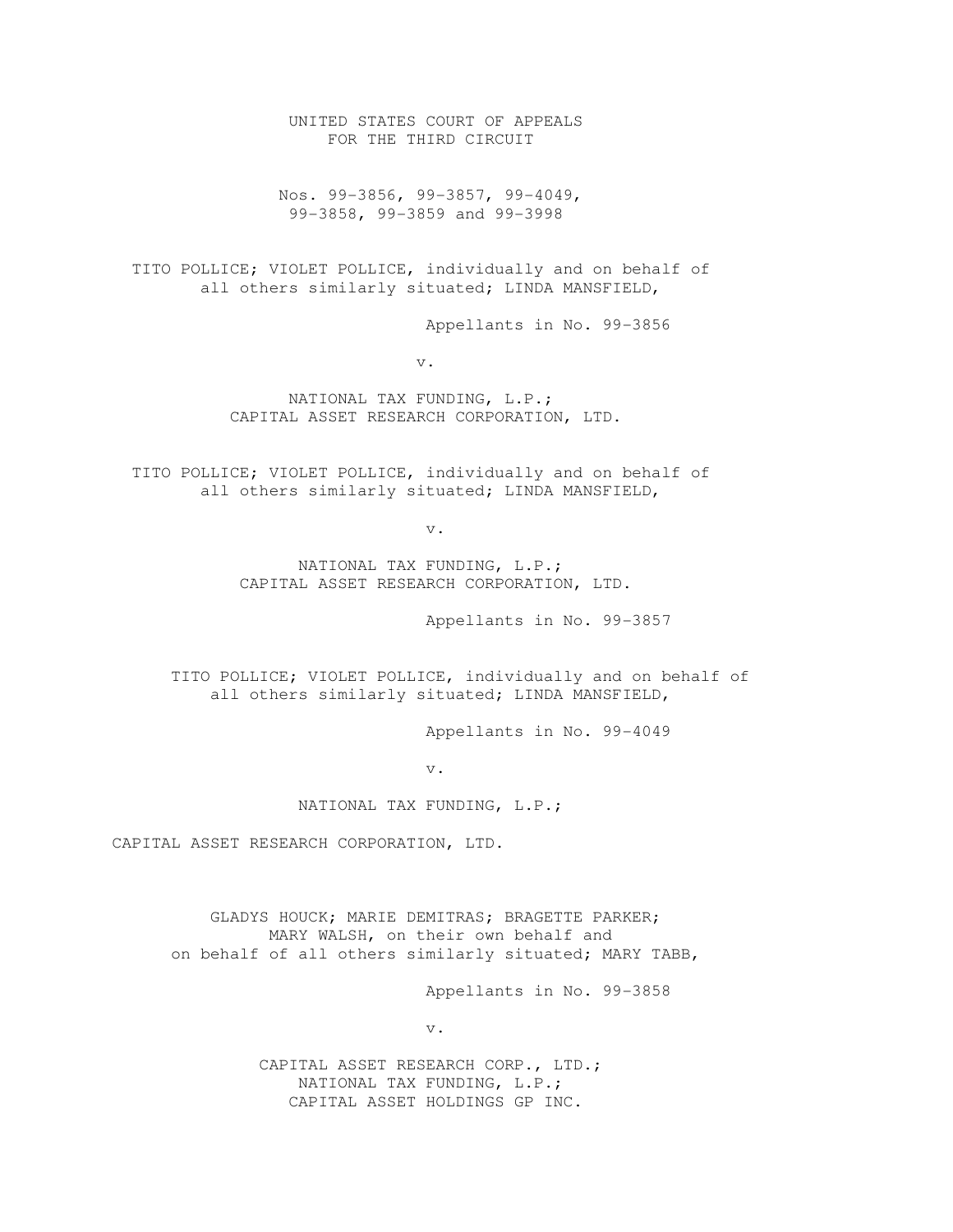UNITED STATES COURT OF APPEALS
FOR THE THIRD CIRCUIT

Nos. 99-3856, 99-3857, 99-4049,
99-3858, 99-3859 and 99-3998

TITO POLLICE; VIOLET POLLICE, individually and on behalf of all others similarly situated; LINDA MANSFIELD,

Appellants in No. 99-3856

v.

NATIONAL TAX FUNDING, L.P.;
CAPITAL ASSET RESEARCH CORPORATION, LTD.

TITO POLLICE; VIOLET POLLICE, individually and on behalf of all others similarly situated; LINDA MANSFIELD,

v.

NATIONAL TAX FUNDING, L.P.;
CAPITAL ASSET RESEARCH CORPORATION, LTD.

Appellants in No. 99-3857

TITO POLLICE; VIOLET POLLICE, individually and on behalf of all others similarly situated; LINDA MANSFIELD,

Appellants in No. 99-4049

v.

NATIONAL TAX FUNDING, L.P.;

CAPITAL ASSET RESEARCH CORPORATION, LTD.

GLADYS HOUCK; MARIE DEMITRAS; BRAGETTE PARKER;
MARY WALSH, on their own behalf and
on behalf of all others similarly situated; MARY TABB,

Appellants in No. 99-3858

v.

CAPITAL ASSET RESEARCH CORP., LTD.;
NATIONAL TAX FUNDING, L.P.;
CAPITAL ASSET HOLDINGS GP INC.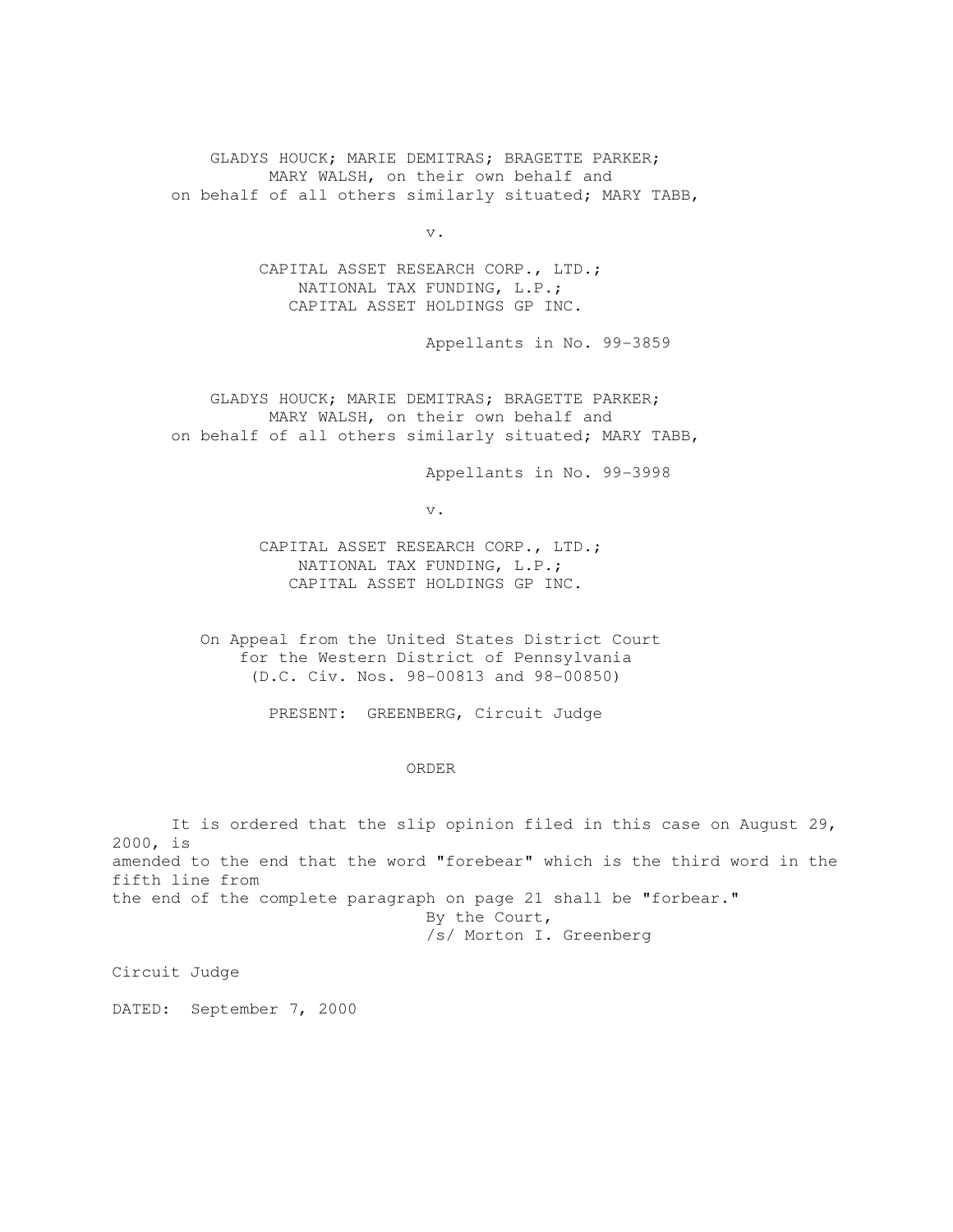GLADYS HOUCK; MARIE DEMITRAS; BRAGETTE PARKER;
MARY WALSH, on their own behalf and
on behalf of all others similarly situated; MARY TABB,

v.

CAPITAL ASSET RESEARCH CORP., LTD.;
NATIONAL TAX FUNDING, L.P.;
CAPITAL ASSET HOLDINGS GP INC.

Appellants in No. 99-3859

GLADYS HOUCK; MARIE DEMITRAS; BRAGETTE PARKER;
MARY WALSH, on their own behalf and
on behalf of all others similarly situated; MARY TABB,

Appellants in No. 99-3998

v.

CAPITAL ASSET RESEARCH CORP., LTD.;
NATIONAL TAX FUNDING, L.P.;
CAPITAL ASSET HOLDINGS GP INC.

On Appeal from the United States District Court
for the Western District of Pennsylvania
(D.C. Civ. Nos. 98-00813 and 98-00850)

PRESENT: GREENBERG, Circuit Judge

ORDER

It is ordered that the slip opinion filed in this case on August 29, 2000, is amended to the end that the word "forebear" which is the third word in the fifth line from the end of the complete paragraph on page 21 shall be "forbear."

By the Court,
/s/ Morton I. Greenberg

Circuit Judge

DATED: September 7, 2000